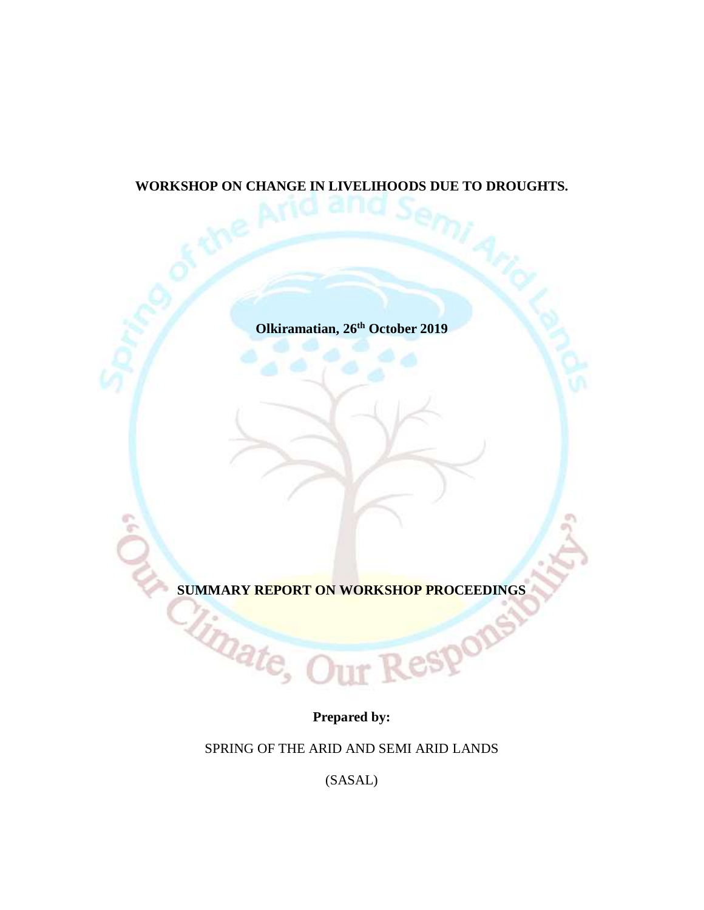# WORKSHOP ON CHANGE IN LIVELIHOODS DUE TO DROUGHTS.

**Olkiramatian, 26th October 2019**

**SUMMARY REPORT ON WORKSHOP PROCEEDINGS**

**Prepared by:**

SPRING OF THE ARID AND SEMI ARID LANDS

(SASAL)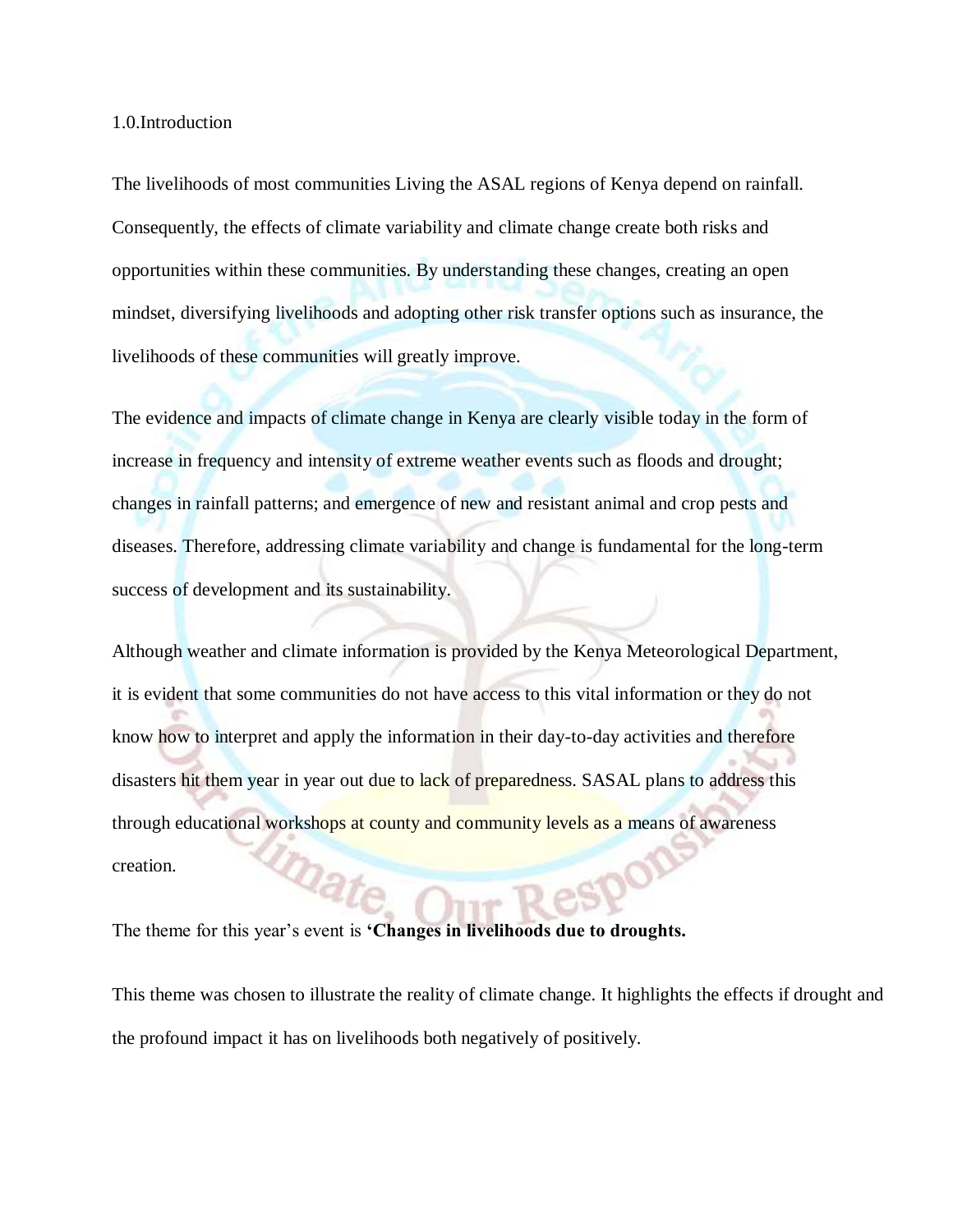## 1.0.Introduction

The livelihoods of most communities Living the ASAL regions of Kenya depend on rainfall. Consequently, the effects of climate variability and climate change create both risks and opportunities within these communities. By understanding these changes, creating an open mindset, diversifying livelihoods and adopting other risk transfer options such as insurance, the livelihoods of these communities will greatly improve.

The evidence and impacts of climate change in Kenya are clearly visible today in the form of increase in frequency and intensity of extreme weather events such as floods and drought; changes in rainfall patterns; and emergence of new and resistant animal and crop pests and diseases. Therefore, addressing climate variability and change is fundamental for the long-term success of development and its sustainability.

Although weather and climate information is provided by the Kenya Meteorological Department, it is evident that some communities do not have access to this vital information or they do not know how to interpret and apply the information in their day-to-day activities and therefore disasters hit them year in year out due to lack of preparedness. SASAL plans to address this through educational workshops at county and community levels as a means of awareness creation.

The theme for this year's event is **'Changes in livelihoods due to droughts.**

This theme was chosen to illustrate the reality of climate change. It highlights the effects if drought and the profound impact it has on livelihoods both negatively of positively.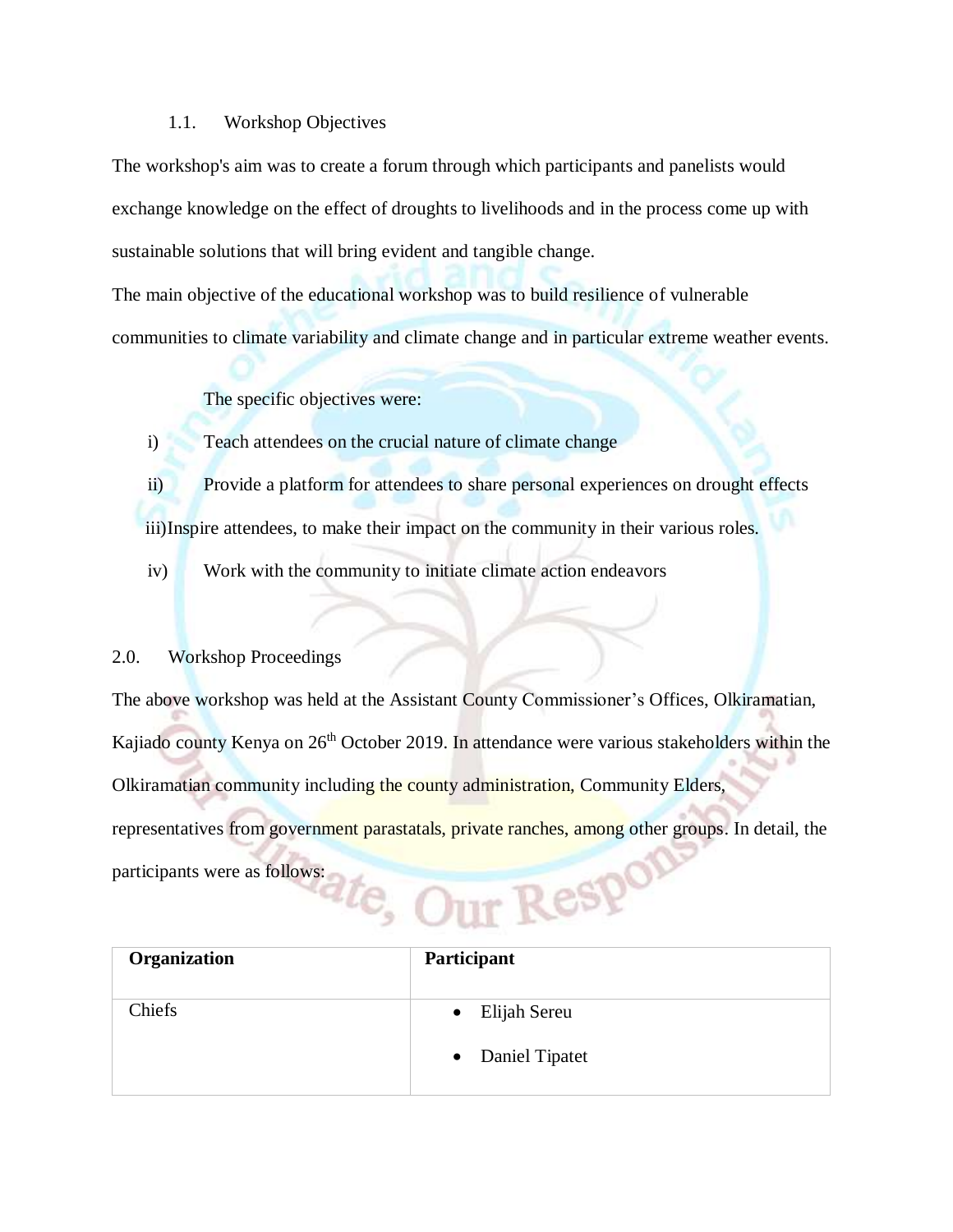### 1.1. Workshop Objectives

The workshop's aim was to create a forum through which participants and panelists would exchange knowledge on the effect of droughts to livelihoods and in the process come up with sustainable solutions that will bring evident and tangible change.

The main objective of the educational workshop was to build resilience of vulnerable communities to climate variability and climate change and in particular extreme weather events.

The specific objectives were:

i) Teach attendees on the crucial nature of climate change

ii) Provide a platform for attendees to share personal experiences on drought effects

iii) Inspire attendees, to make their impact on the community in their various roles.

iv) Work with the community to initiate climate action endeavors

## 2.0. Workshop Proceedings

The above workshop was held at the Assistant County Commissioner's Offices, Olkiramatian, Kajiado county Kenya on 26th October 2019. In attendance were various stakeholders within the Olkiramatian community including the county administration, Community Elders, representatives from government parastatals, private ranches, among other groups. In detail, the participants were as follows:

| Organization | Participant |
|---|---|
| Chiefs | • Elijah Sereu<br>• Daniel Tipatet |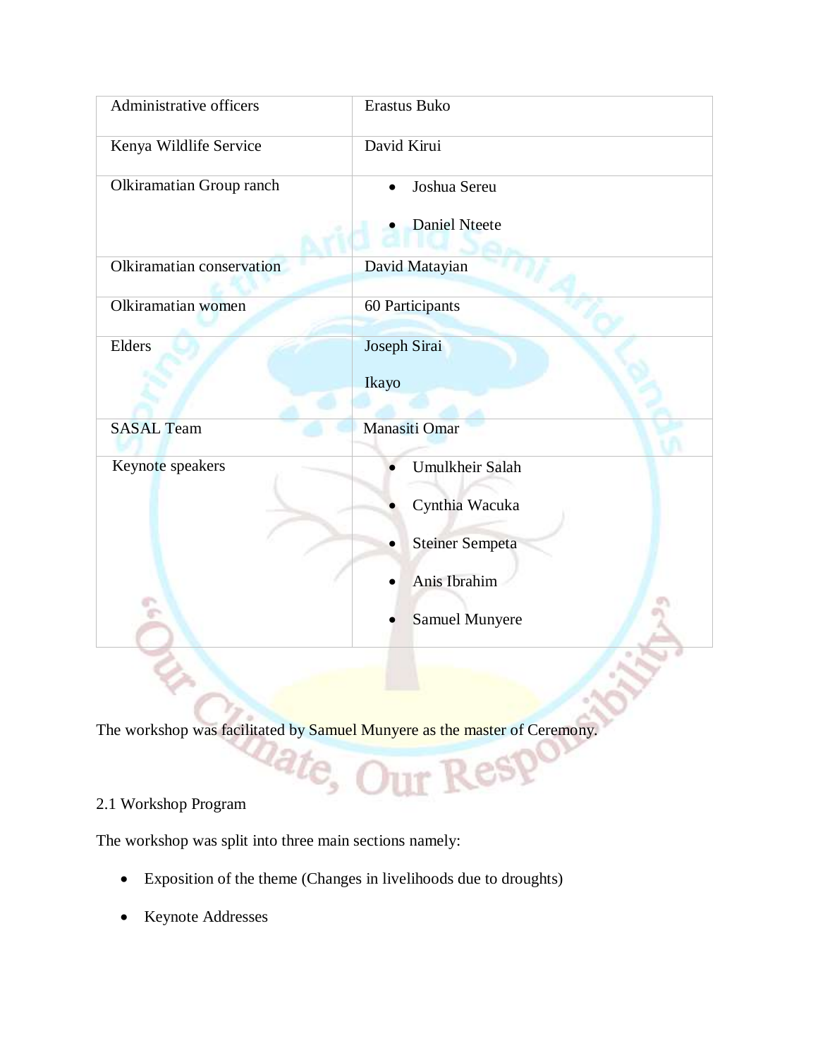| Administrative officers | Erastus Buko |
|---|---|
| Kenya Wildlife Service | David Kirui |
| Olkiramatian Group ranch | • Joshua Sereu<br>• Daniel Nteete |
| Olkiramatian conservation | David Matayian |
| Olkiramatian women | 60 Participants |
| Elders | Joseph Sirai<br>Ikayo |
| SASAL Team | Manasiti Omar |
| Keynote speakers | • Umulkheir Salah<br>• Cynthia Wacuka<br>• Steiner Sempeta<br>• Anis Ibrahim<br>• Samuel Munyere |

The workshop was facilitated by Samuel Munyere as the master of Ceremony.

## 2.1 Workshop Program

The workshop was split into three main sections namely:

- Exposition of the theme (Changes in livelihoods due to droughts)
- Keynote Addresses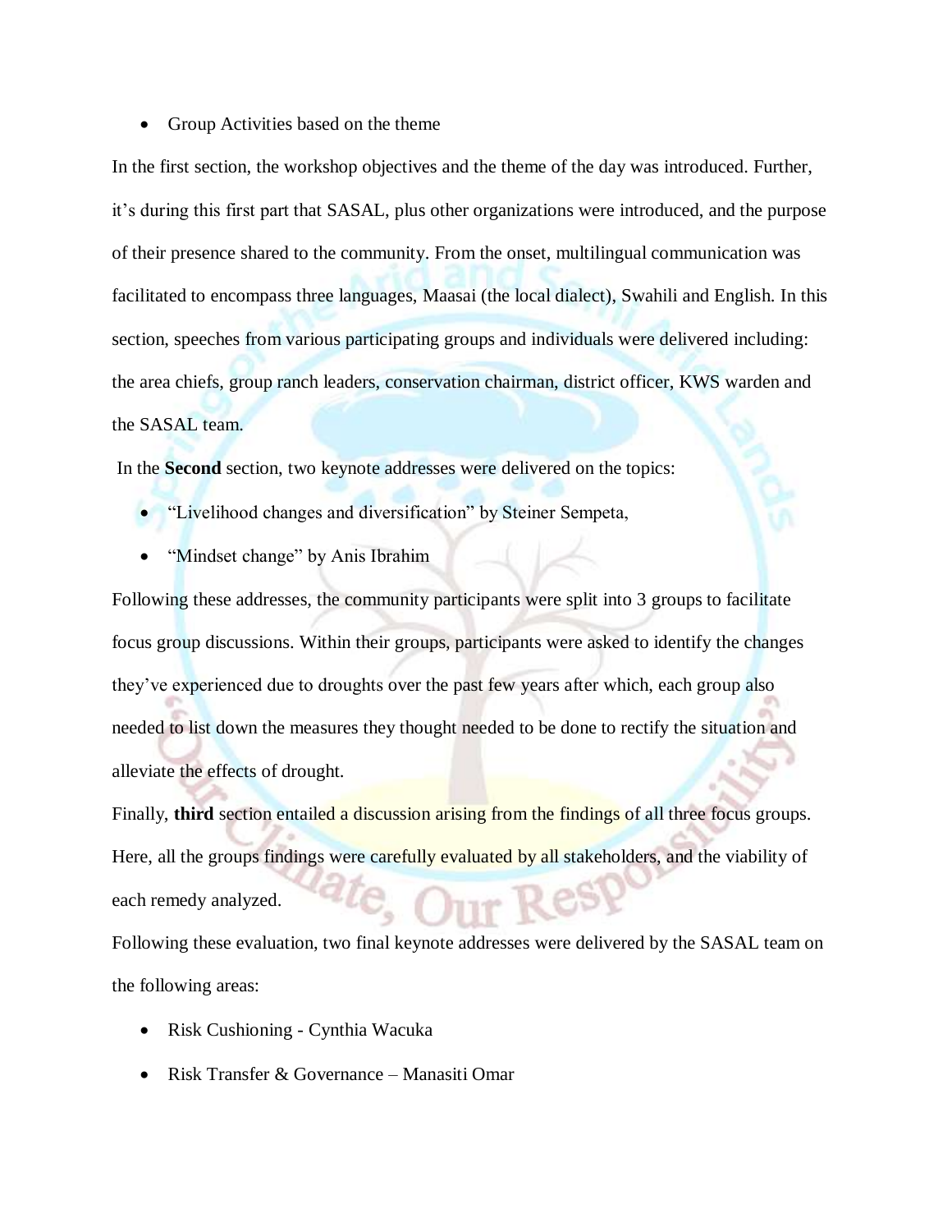- Group Activities based on the theme

In the first section, the workshop objectives and the theme of the day was introduced. Further, it's during this first part that SASAL, plus other organizations were introduced, and the purpose of their presence shared to the community. From the onset, multilingual communication was facilitated to encompass three languages, Maasai (the local dialect), Swahili and English. In this section, speeches from various participating groups and individuals were delivered including: the area chiefs, group ranch leaders, conservation chairman, district officer, KWS warden and the SASAL team.

In the **Second** section, two keynote addresses were delivered on the topics:

- "Livelihood changes and diversification" by Steiner Sempeta,
- "Mindset change" by Anis Ibrahim

Following these addresses, the community participants were split into 3 groups to facilitate focus group discussions. Within their groups, participants were asked to identify the changes they've experienced due to droughts over the past few years after which, each group also needed to list down the measures they thought needed to be done to rectify the situation and alleviate the effects of drought.

Finally, **third** section entailed a discussion arising from the findings of all three focus groups. Here, all the groups findings were carefully evaluated by all stakeholders, and the viability of each remedy analyzed.

Following these evaluation, two final keynote addresses were delivered by the SASAL team on the following areas:

- Risk Cushioning - Cynthia Wacuka
- Risk Transfer & Governance – Manasiti Omar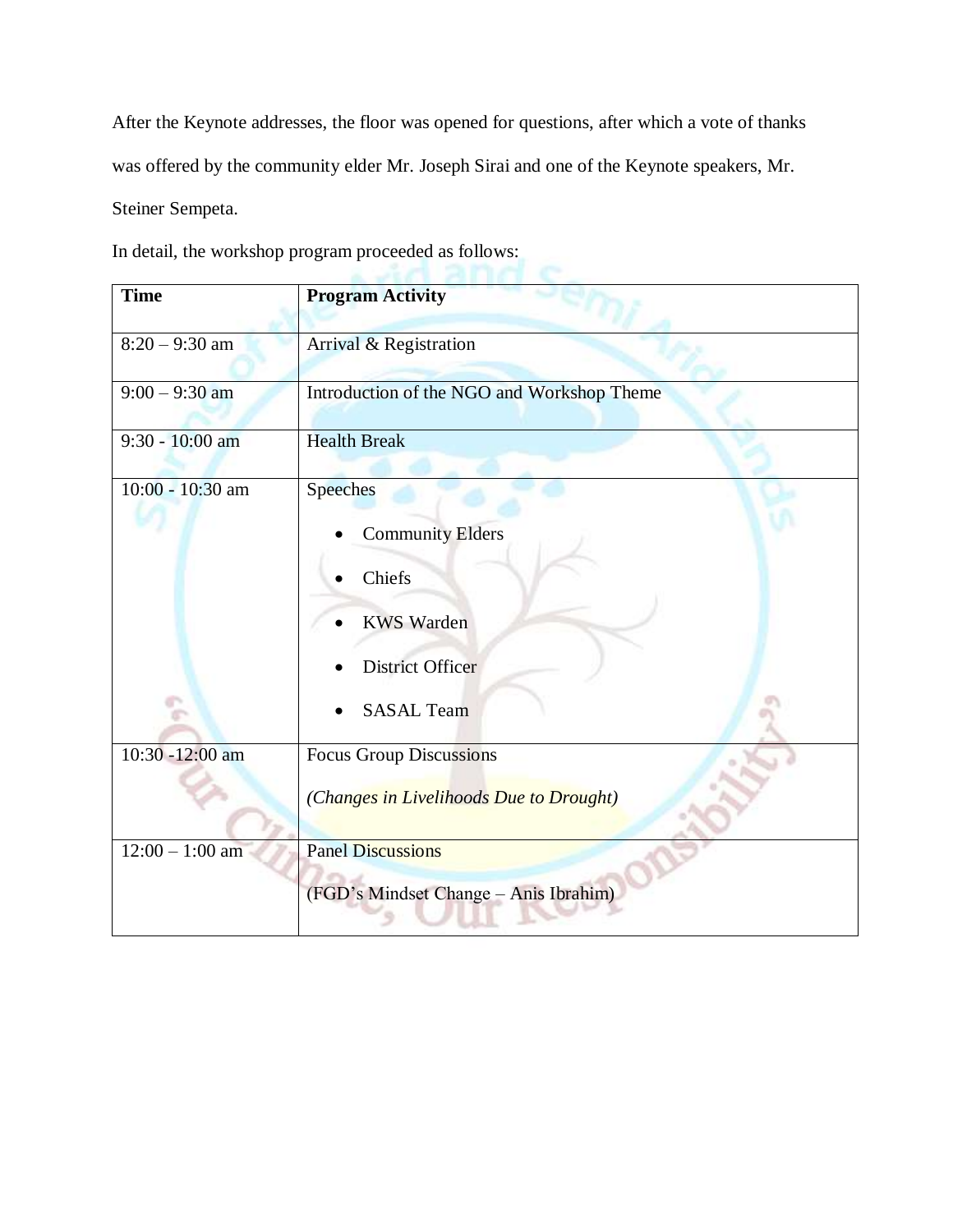After the Keynote addresses, the floor was opened for questions, after which a vote of thanks was offered by the community elder Mr. Joseph Sirai and one of the Keynote speakers, Mr. Steiner Sempeta.

In detail, the workshop program proceeded as follows:

| Time | Program Activity |
|---|---|
| 8:20 – 9:30 am | Arrival & Registration |
| 9:00 – 9:30 am | Introduction of the NGO and Workshop Theme |
| 9:30 - 10:00 am | Health Break |
| 10:00 - 10:30 am | Speeches<br>• Community Elders<br>• Chiefs<br>• KWS Warden<br>• District Officer<br>• SASAL Team |
| 10:30 -12:00 am | Focus Group Discussions<br>*(Changes in Livelihoods Due to Drought)* |
| 12:00 – 1:00 am | Panel Discussions<br>(FGD's Mindset Change – Anis Ibrahim) |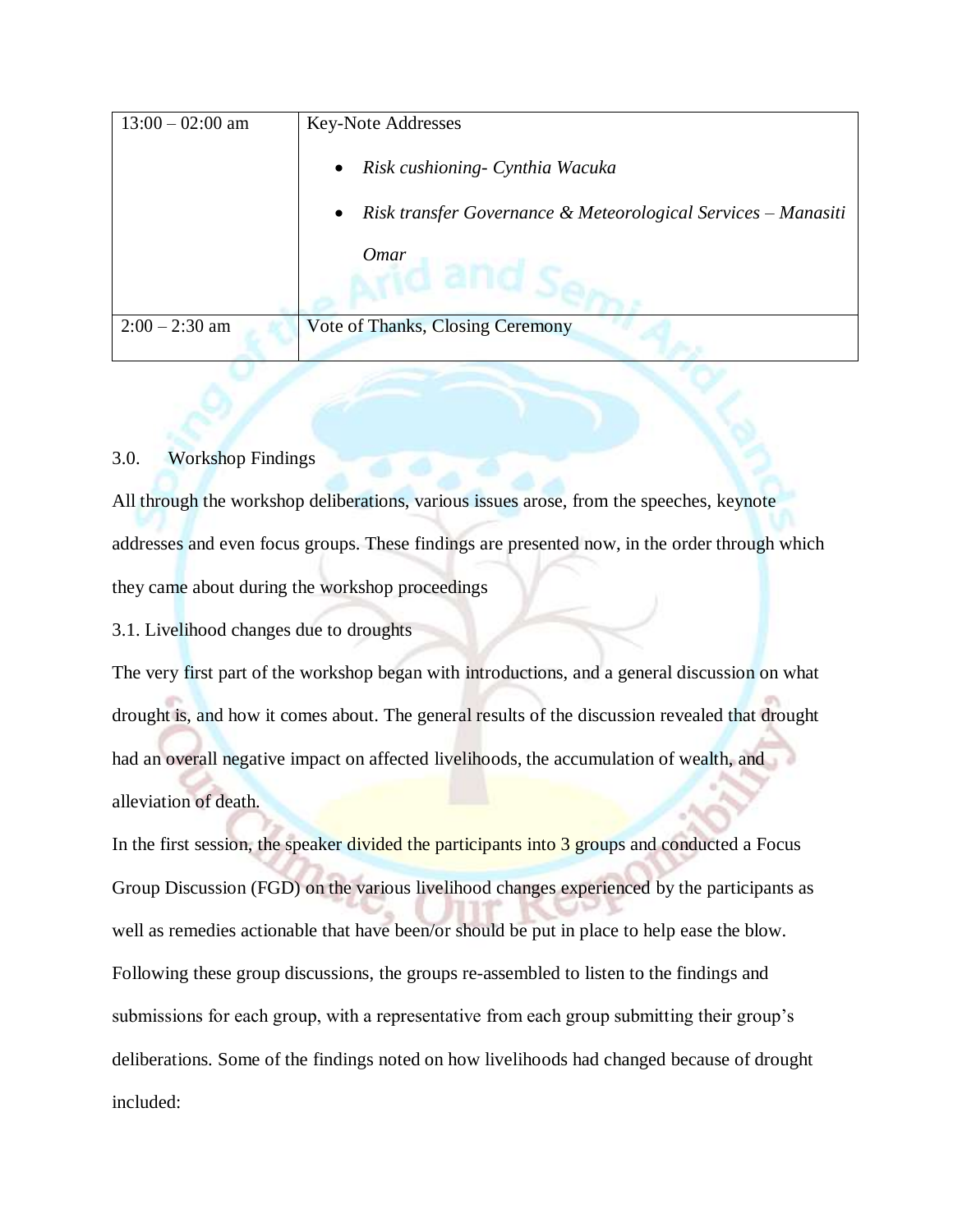| 13:00 – 02:00 am | Key-Note Addresses<br>• *Risk cushioning- Cynthia Wacuka*<br>• *Risk transfer Governance & Meteorological Services – Manasiti Omar* |
|---|---|
| 2:00 – 2:30 am | Vote of Thanks, Closing Ceremony |

## 3.0. Workshop Findings

All through the workshop deliberations, various issues arose, from the speeches, keynote addresses and even focus groups. These findings are presented now, in the order through which they came about during the workshop proceedings

### 3.1. Livelihood changes due to droughts

The very first part of the workshop began with introductions, and a general discussion on what drought is, and how it comes about. The general results of the discussion revealed that drought had an overall negative impact on affected livelihoods, the accumulation of wealth, and alleviation of death.

In the first session, the speaker divided the participants into 3 groups and conducted a Focus Group Discussion (FGD) on the various livelihood changes experienced by the participants as well as remedies actionable that have been/or should be put in place to help ease the blow. Following these group discussions, the groups re-assembled to listen to the findings and submissions for each group, with a representative from each group submitting their group's deliberations. Some of the findings noted on how livelihoods had changed because of drought included: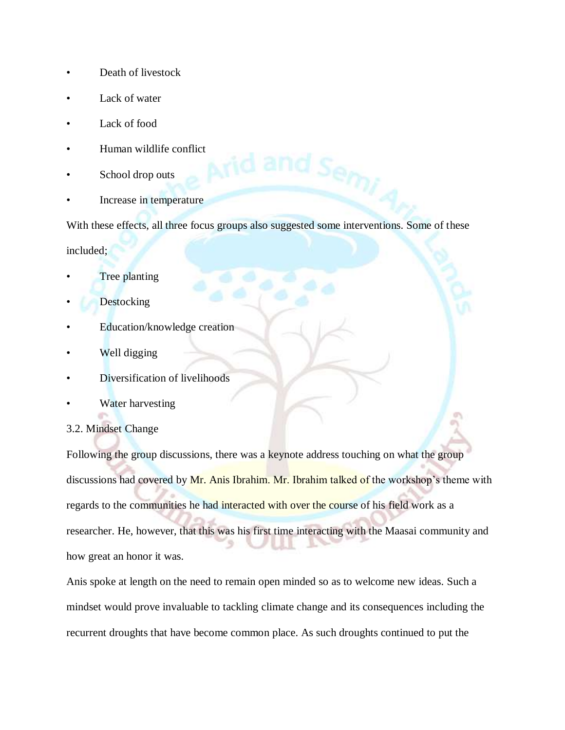- Death of livestock
- Lack of water
- Lack of food
- Human wildlife conflict
- School drop outs
- Increase in temperature

With these effects, all three focus groups also suggested some interventions. Some of these included;

- Tree planting
- Destocking
- Education/knowledge creation
- Well digging
- Diversification of livelihoods
- Water harvesting

### 3.2. Mindset Change

Following the group discussions, there was a keynote address touching on what the group discussions had covered by Mr. Anis Ibrahim. Mr. Ibrahim talked of the workshop's theme with regards to the communities he had interacted with over the course of his field work as a researcher. He, however, that this was his first time interacting with the Maasai community and how great an honor it was.

Anis spoke at length on the need to remain open minded so as to welcome new ideas. Such a mindset would prove invaluable to tackling climate change and its consequences including the recurrent droughts that have become common place. As such droughts continued to put the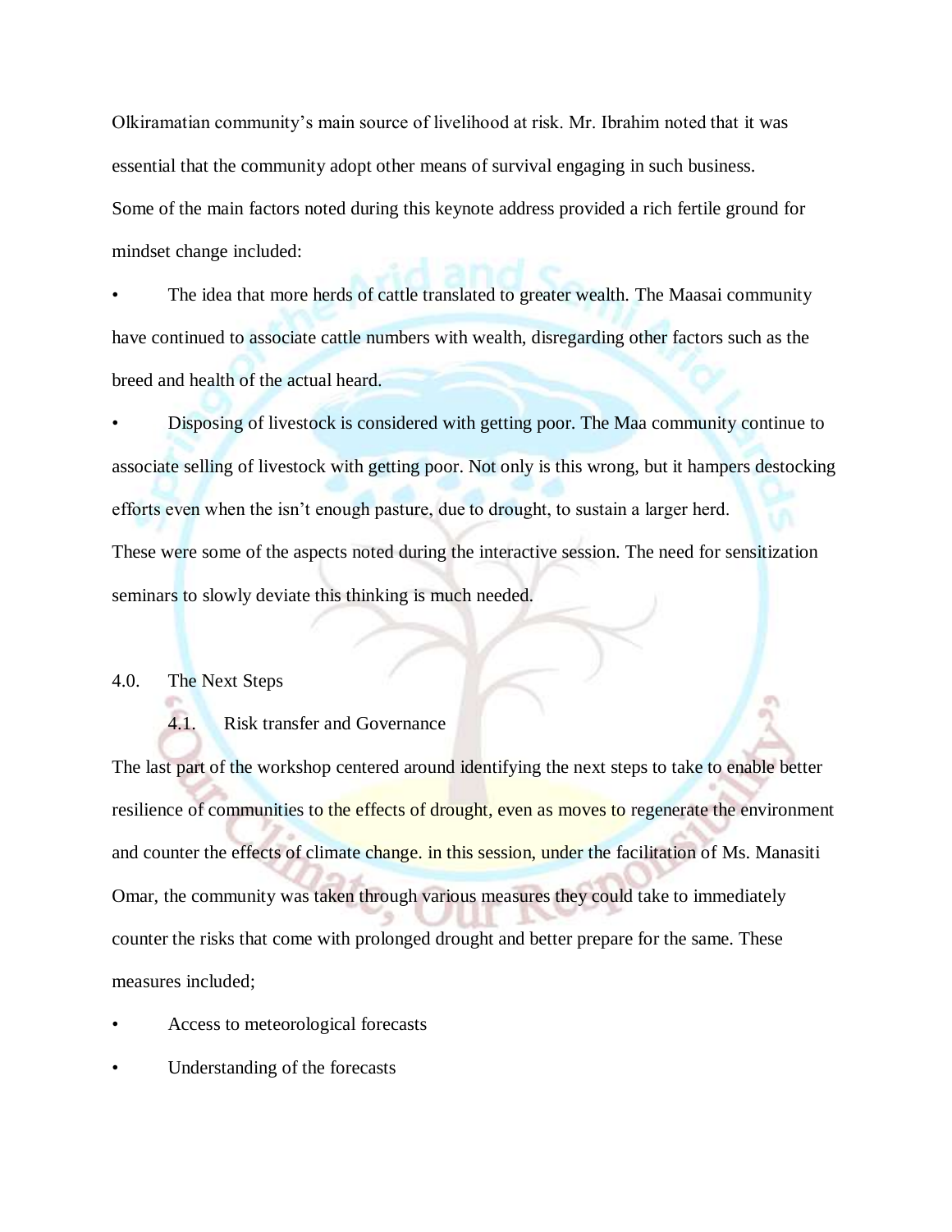Olkiramatian community's main source of livelihood at risk. Mr. Ibrahim noted that it was essential that the community adopt other means of survival engaging in such business.

Some of the main factors noted during this keynote address provided a rich fertile ground for mindset change included:

- The idea that more herds of cattle translated to greater wealth. The Maasai community have continued to associate cattle numbers with wealth, disregarding other factors such as the breed and health of the actual heard.
- Disposing of livestock is considered with getting poor. The Maa community continue to associate selling of livestock with getting poor. Not only is this wrong, but it hampers destocking efforts even when the isn't enough pasture, due to drought, to sustain a larger herd.

These were some of the aspects noted during the interactive session. The need for sensitization seminars to slowly deviate this thinking is much needed.

## 4.0. The Next Steps

### 4.1. Risk transfer and Governance

The last part of the workshop centered around identifying the next steps to take to enable better resilience of communities to the effects of drought, even as moves to regenerate the environment and counter the effects of climate change. in this session, under the facilitation of Ms. Manasiti Omar, the community was taken through various measures they could take to immediately counter the risks that come with prolonged drought and better prepare for the same. These measures included;

- Access to meteorological forecasts
- Understanding of the forecasts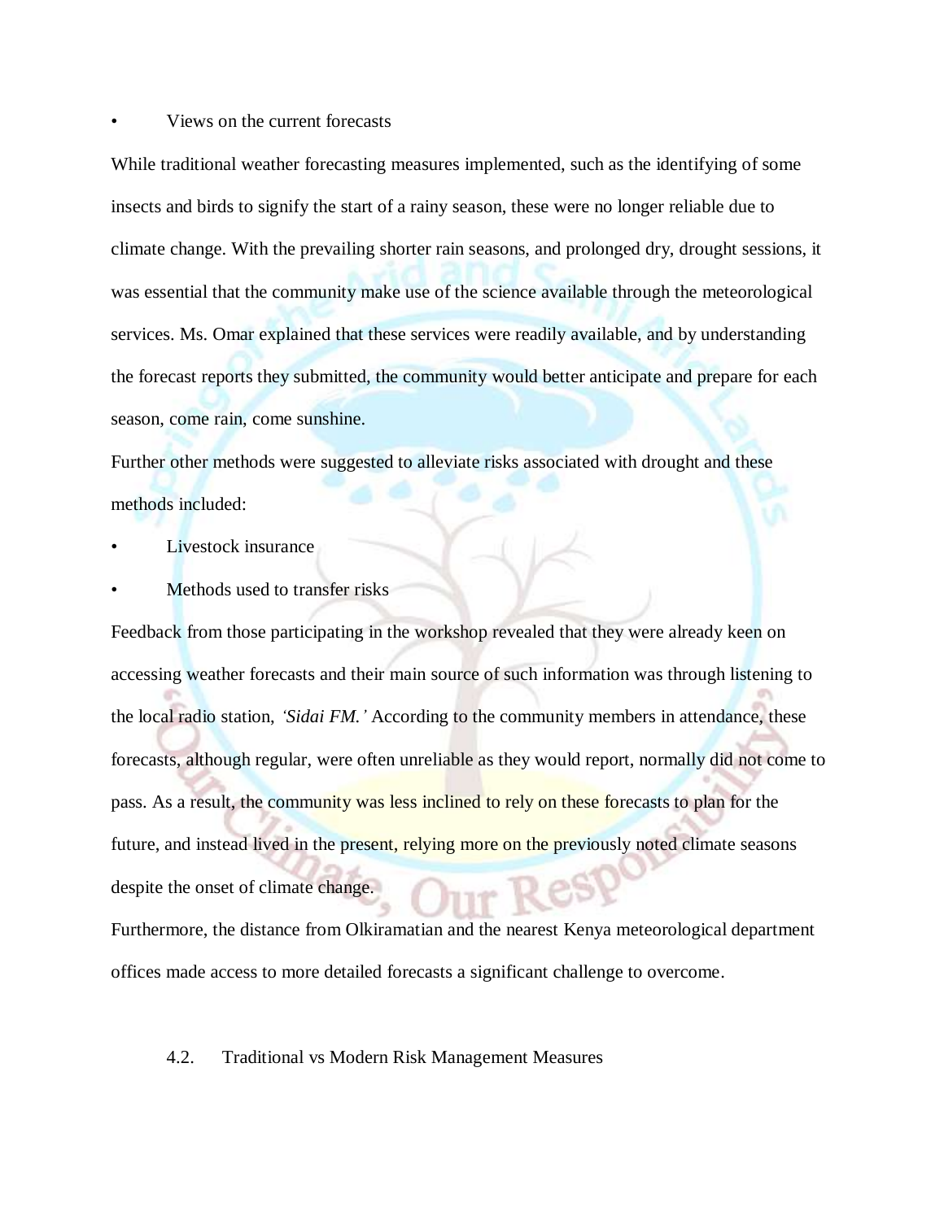- Views on the current forecasts

While traditional weather forecasting measures implemented, such as the identifying of some insects and birds to signify the start of a rainy season, these were no longer reliable due to climate change. With the prevailing shorter rain seasons, and prolonged dry, drought sessions, it was essential that the community make use of the science available through the meteorological services. Ms. Omar explained that these services were readily available, and by understanding the forecast reports they submitted, the community would better anticipate and prepare for each season, come rain, come sunshine.

Further other methods were suggested to alleviate risks associated with drought and these methods included:

- Livestock insurance
- Methods used to transfer risks

Feedback from those participating in the workshop revealed that they were already keen on accessing weather forecasts and their main source of such information was through listening to the local radio station, *'Sidai FM.'* According to the community members in attendance, these forecasts, although regular, were often unreliable as they would report, normally did not come to pass. As a result, the community was less inclined to rely on these forecasts to plan for the future, and instead lived in the present, relying more on the previously noted climate seasons despite the onset of climate change.

Furthermore, the distance from Olkiramatian and the nearest Kenya meteorological department offices made access to more detailed forecasts a significant challenge to overcome.

### 4.2. Traditional vs Modern Risk Management Measures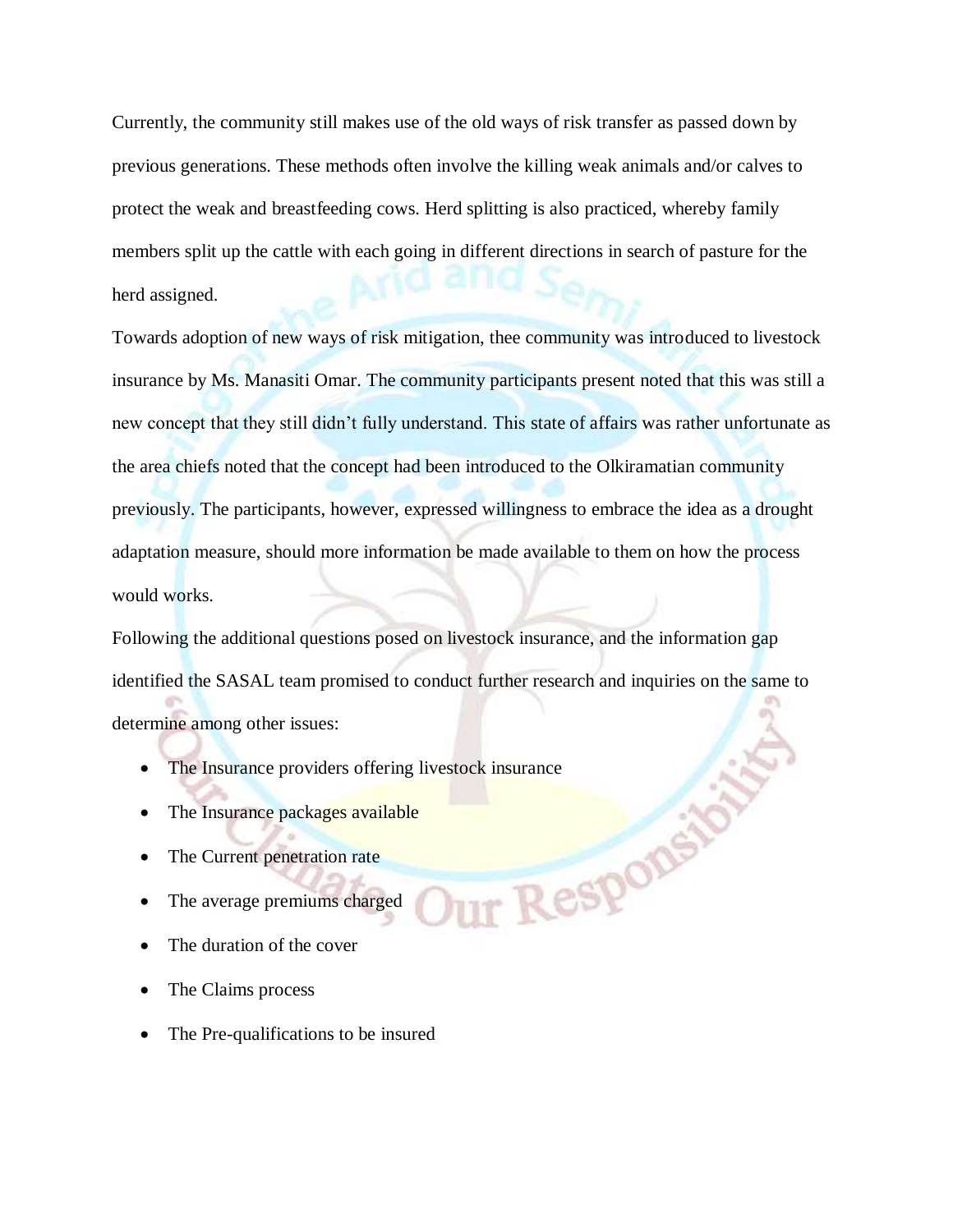Currently, the community still makes use of the old ways of risk transfer as passed down by previous generations. These methods often involve the killing weak animals and/or calves to protect the weak and breastfeeding cows. Herd splitting is also practiced, whereby family members split up the cattle with each going in different directions in search of pasture for the herd assigned.

Towards adoption of new ways of risk mitigation, thee community was introduced to livestock insurance by Ms. Manasiti Omar. The community participants present noted that this was still a new concept that they still didn't fully understand. This state of affairs was rather unfortunate as the area chiefs noted that the concept had been introduced to the Olkiramatian community previously. The participants, however, expressed willingness to embrace the idea as a drought adaptation measure, should more information be made available to them on how the process would works.

Following the additional questions posed on livestock insurance, and the information gap identified the SASAL team promised to conduct further research and inquiries on the same to determine among other issues:

- The Insurance providers offering livestock insurance
- The Insurance packages available
- The Current penetration rate
- The average premiums charged
- The duration of the cover
- The Claims process
- The Pre-qualifications to be insured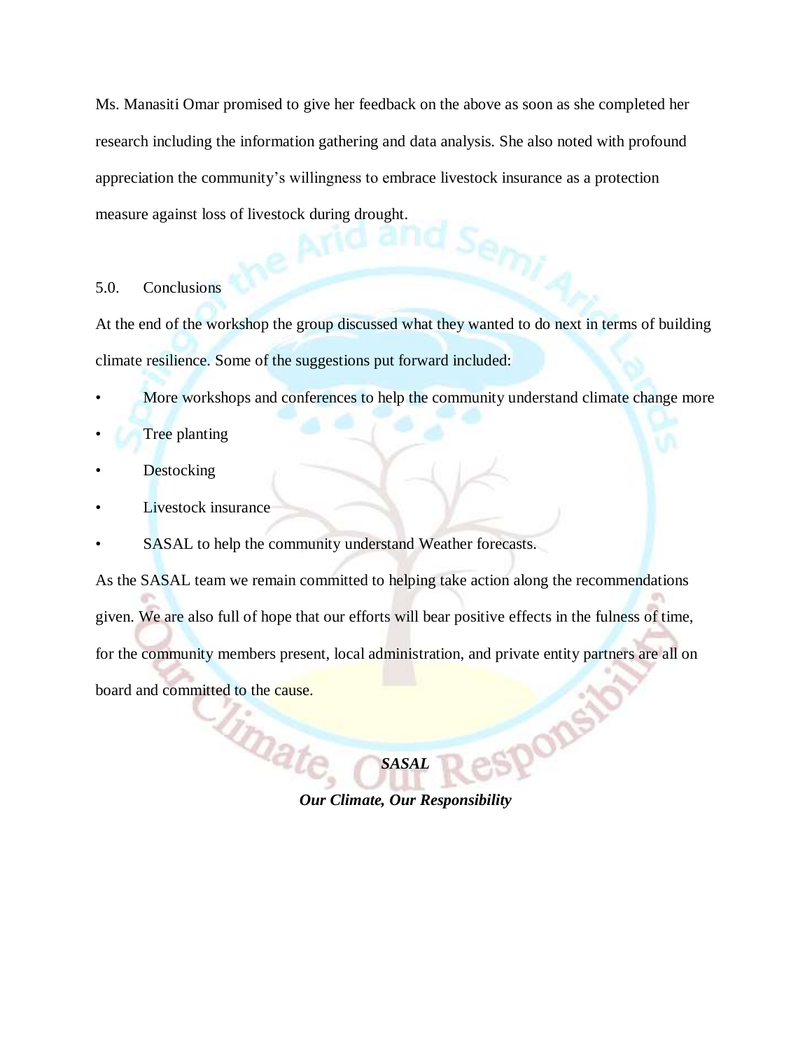Ms. Manasiti Omar promised to give her feedback on the above as soon as she completed her research including the information gathering and data analysis. She also noted with profound appreciation the community's willingness to embrace livestock insurance as a protection measure against loss of livestock during drought.

## 5.0. Conclusions

At the end of the workshop the group discussed what they wanted to do next in terms of building climate resilience. Some of the suggestions put forward included:

- More workshops and conferences to help the community understand climate change more
- Tree planting
- Destocking
- Livestock insurance
- SASAL to help the community understand Weather forecasts.

As the SASAL team we remain committed to helping take action along the recommendations given. We are also full of hope that our efforts will bear positive effects in the fulness of time, for the community members present, local administration, and private entity partners are all on board and committed to the cause.

***SASAL***

***Our Climate, Our Responsibility***